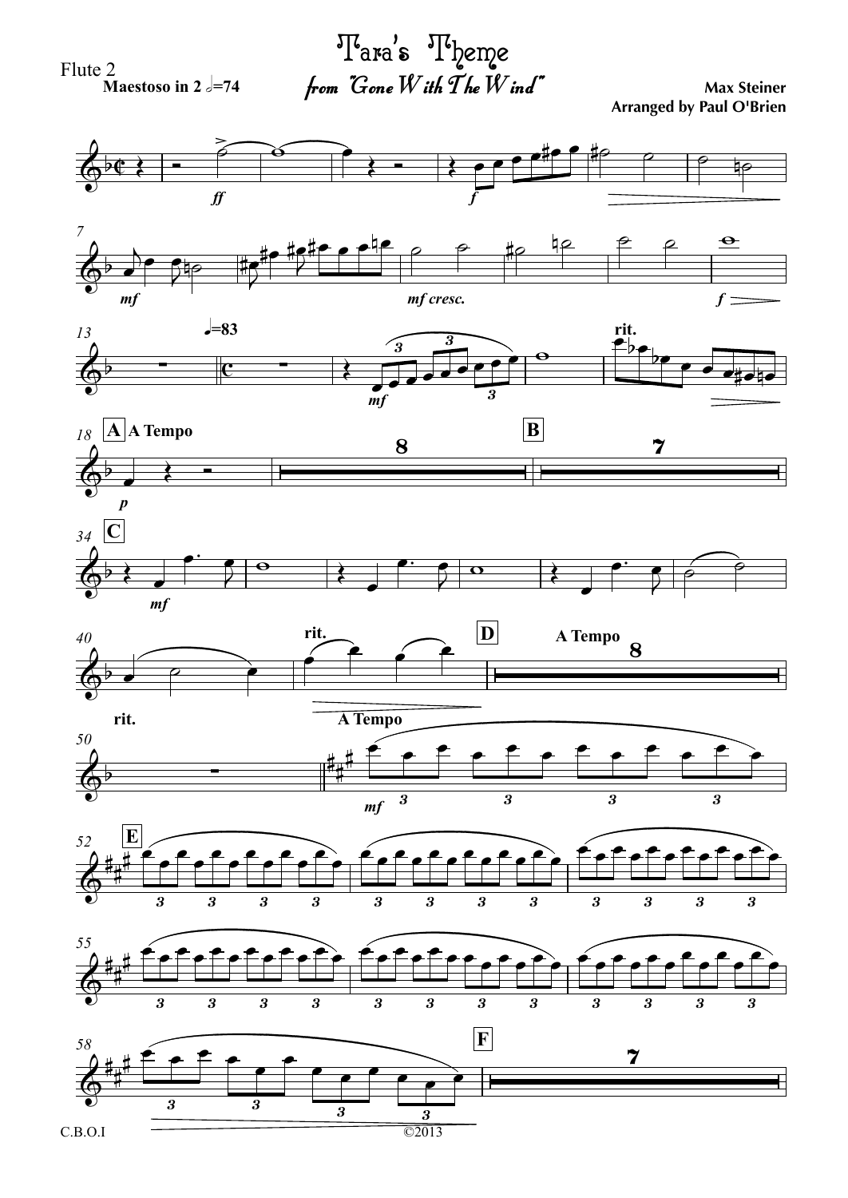Flute 2

# Tara's Theme

*from "Gone With The Wind"*

**Maestoso in 2** 𝅗𝅥=74

**Max Steiner**
**Arranged by Paul O'Brien**

C.B.O.I

©2013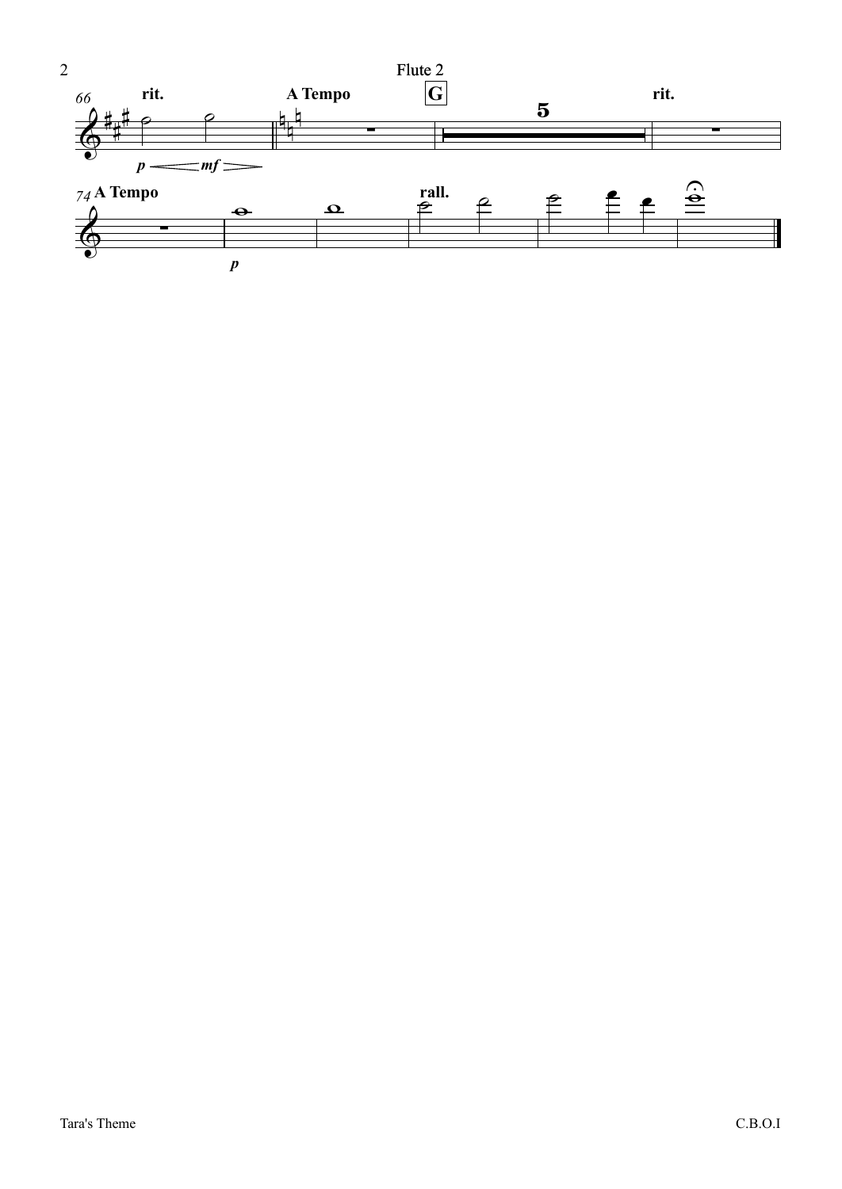66 rit. A Tempo G 5 rit.

p mf

74 A Tempo rall.

p